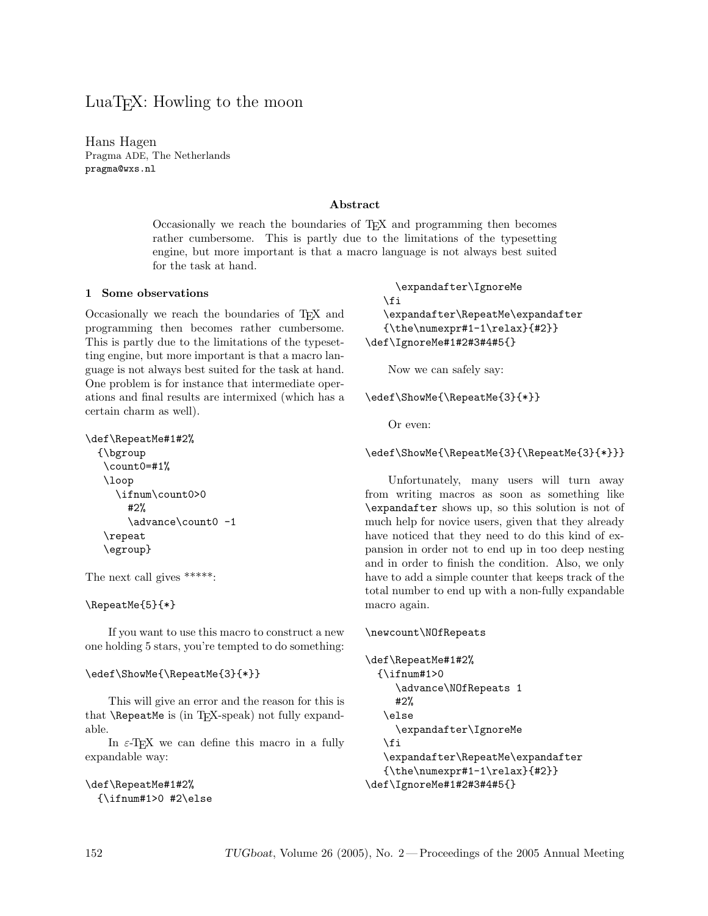# LuaTEX: Howling to the moon

Hans Hagen
Pragma ADE, The Netherlands
pragma@wxs.nl

### Abstract

Occasionally we reach the boundaries of TEX and programming then becomes rather cumbersome. This is partly due to the limitations of the typesetting engine, but more important is that a macro language is not always best suited for the task at hand.

## 1 Some observations

Occasionally we reach the boundaries of TEX and programming then becomes rather cumbersome. This is partly due to the limitations of the typesetting engine, but more important is that a macro language is not always best suited for the task at hand. One problem is for instance that intermediate operations and final results are intermixed (which has a certain charm as well).

```
\def\RepeatMe#1#2%
  {\bgroup
   \count0=#1%
   \loop
     \ifnum\count0>0
       #2%
       \advance\count0 -1
   \repeat
   \egroup}
```

The next call gives *****:

```
\RepeatMe{5}{*}
```

If you want to use this macro to construct a new one holding 5 stars, you're tempted to do something:

```
\edef\ShowMe{\RepeatMe{3}{*}}
```

This will give an error and the reason for this is that `\RepeatMe` is (in TEX-speak) not fully expandable.

In ε-TEX we can define this macro in a fully expandable way:

```
\def\RepeatMe#1#2%
  {\ifnum#1>0 #2\else
     \expandafter\IgnoreMe
   \fi
   \expandafter\RepeatMe\expandafter
   {\the\numexpr#1-1\relax}{#2}}
\def\IgnoreMe#1#2#3#4#5{}
```

Now we can safely say:

```
\edef\ShowMe{\RepeatMe{3}{*}}
```

Or even:

```
\edef\ShowMe{\RepeatMe{3}{\RepeatMe{3}{*}}}
```

Unfortunately, many users will turn away from writing macros as soon as something like `\expandafter` shows up, so this solution is not of much help for novice users, given that they already have noticed that they need to do this kind of expansion in order not to end up in too deep nesting and in order to finish the condition. Also, we only have to add a simple counter that keeps track of the total number to end up with a non-fully expandable macro again.

```
\newcount\NOfRepeats

\def\RepeatMe#1#2%
  {\ifnum#1>0
     \advance\NOfRepeats 1
     #2%
   \else
     \expandafter\IgnoreMe
   \fi
   \expandafter\RepeatMe\expandafter
   {\the\numexpr#1-1\relax}{#2}}
\def\IgnoreMe#1#2#3#4#5{}
```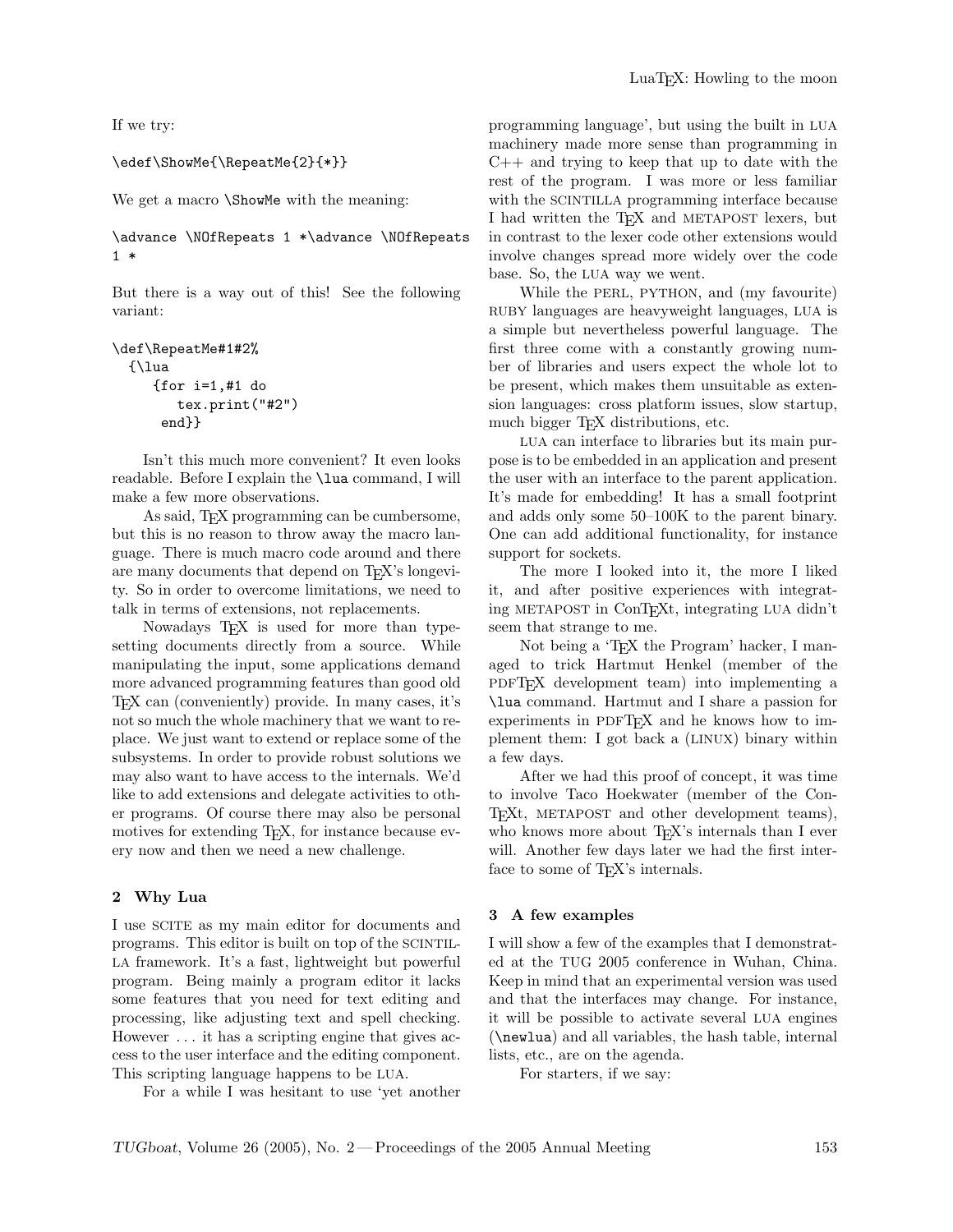If we try:

```
\edef\ShowMe{\RepeatMe{2}{*}}
```

We get a macro `\ShowMe` with the meaning:

```
\advance \NOfRepeats 1 *\advance \NOfRepeats
1 *
```

But there is a way out of this! See the following variant:

```
\def\RepeatMe#1#2%
  {\lua
     {for i=1,#1 do
        tex.print("#2")
      end}}
```

Isn't this much more convenient? It even looks readable. Before I explain the `\lua` command, I will make a few more observations.

As said, TEX programming can be cumbersome, but this is no reason to throw away the macro language. There is much macro code around and there are many documents that depend on TEX's longevity. So in order to overcome limitations, we need to talk in terms of extensions, not replacements.

Nowadays TEX is used for more than typesetting documents directly from a source. While manipulating the input, some applications demand more advanced programming features than good old TEX can (conveniently) provide. In many cases, it's not so much the whole machinery that we want to replace. We just want to extend or replace some of the subsystems. In order to provide robust solutions we may also want to have access to the internals. We'd like to add extensions and delegate activities to other programs. Of course there may also be personal motives for extending TEX, for instance because every now and then we need a new challenge.

## 2 Why Lua

I use SCITE as my main editor for documents and programs. This editor is built on top of the SCINTILLA framework. It's a fast, lightweight but powerful program. Being mainly a program editor it lacks some features that you need for text editing and processing, like adjusting text and spell checking. However ... it has a scripting engine that gives access to the user interface and the editing component. This scripting language happens to be LUA.

For a while I was hesitant to use 'yet another programming language', but using the built in LUA machinery made more sense than programming in C++ and trying to keep that up to date with the rest of the program. I was more or less familiar with the SCINTILLA programming interface because I had written the TEX and METAPOST lexers, but in contrast to the lexer code other extensions would involve changes spread more widely over the code base. So, the LUA way we went.

While the PERL, PYTHON, and (my favourite) RUBY languages are heavyweight languages, LUA is a simple but nevertheless powerful language. The first three come with a constantly growing number of libraries and users expect the whole lot to be present, which makes them unsuitable as extension languages: cross platform issues, slow startup, much bigger TEX distributions, etc.

LUA can interface to libraries but its main purpose is to be embedded in an application and present the user with an interface to the parent application. It's made for embedding! It has a small footprint and adds only some 50–100K to the parent binary. One can add additional functionality, for instance support for sockets.

The more I looked into it, the more I liked it, and after positive experiences with integrating METAPOST in ConTEXt, integrating LUA didn't seem that strange to me.

Not being a 'TEX the Program' hacker, I managed to trick Hartmut Henkel (member of the PDFTEX development team) into implementing a `\lua` command. Hartmut and I share a passion for experiments in PDFTEX and he knows how to implement them: I got back a (LINUX) binary within a few days.

After we had this proof of concept, it was time to involve Taco Hoekwater (member of the ConTEXt, METAPOST and other development teams), who knows more about TEX's internals than I ever will. Another few days later we had the first interface to some of TEX's internals.

## 3 A few examples

I will show a few of the examples that I demonstrated at the TUG 2005 conference in Wuhan, China. Keep in mind that an experimental version was used and that the interfaces may change. For instance, it will be possible to activate several LUA engines (`\newlua`) and all variables, the hash table, internal lists, etc., are on the agenda.

For starters, if we say: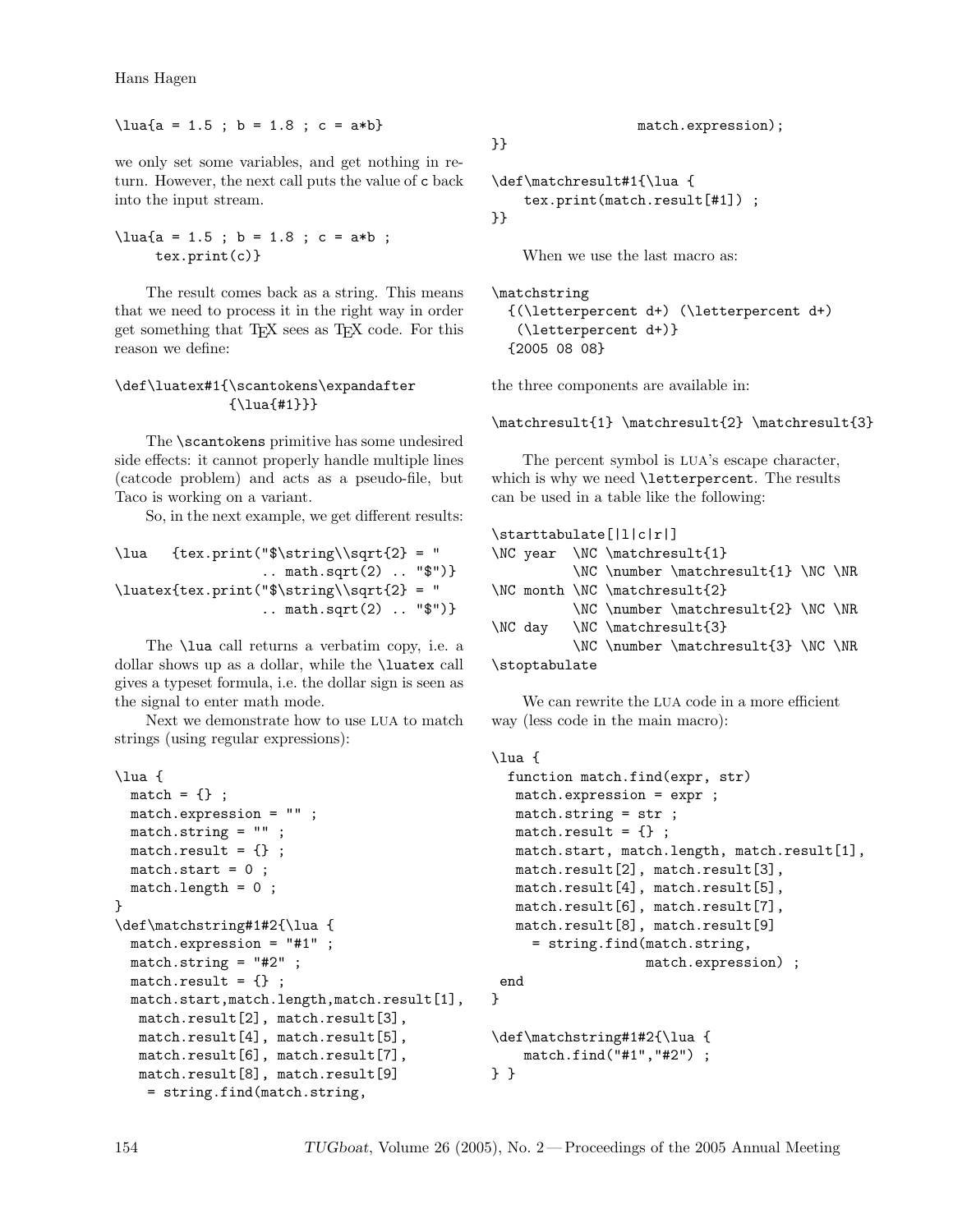```
\lua{a = 1.5 ; b = 1.8 ; c = a*b}
```

we only set some variables, and get nothing in return. However, the next call puts the value of c back into the input stream.

```
\lua{a = 1.5 ; b = 1.8 ; c = a*b ;
     tex.print(c)}
```

The result comes back as a string. This means that we need to process it in the right way in order get something that TeX sees as TeX code. For this reason we define:

```
\def\luatex#1{\scantokens\expandafter
             {\lua{#1}}}
```

The `\scantokens` primitive has some undesired side effects: it cannot properly handle multiple lines (catcode problem) and acts as a pseudo-file, but Taco is working on a variant.

So, in the next example, we get different results:

```
\lua   {tex.print("$\string\\sqrt{2} = "
                 .. math.sqrt(2) .. "$")}
\luatex{tex.print("$\string\\sqrt{2} = "
                 .. math.sqrt(2) .. "$")}
```

The `\lua` call returns a verbatim copy, i.e. a dollar shows up as a dollar, while the `\luatex` call gives a typeset formula, i.e. the dollar sign is seen as the signal to enter math mode.

Next we demonstrate how to use LUA to match strings (using regular expressions):

```
\lua {
  match = {} ;
  match.expression = "" ;
  match.string = "" ;
  match.result = {} ;
  match.start = 0 ;
  match.length = 0 ;
}
\def\matchstring#1#2{\lua {
  match.expression = "#1" ;
  match.string = "#2" ;
  match.result = {} ;
  match.start,match.length,match.result[1],
   match.result[2], match.result[3],
   match.result[4], match.result[5],
   match.result[6], match.result[7],
   match.result[8], match.result[9]
    = string.find(match.string,
                  match.expression);
}}

\def\matchresult#1{\lua {
    tex.print(match.result[#1]) ;
}}
```

When we use the last macro as:

```
\matchstring
  {(\letterpercent d+) (\letterpercent d+)
   (\letterpercent d+)}
  {2005 08 08}
```

the three components are available in:

```
\matchresult{1} \matchresult{2} \matchresult{3}
```

The percent symbol is LUA's escape character, which is why we need `\letterpercent`. The results can be used in a table like the following:

```
\starttabulate[|l|c|r|]
\NC year  \NC \matchresult{1}
          \NC \number \matchresult{1} \NC \NR
\NC month \NC \matchresult{2}
          \NC \number \matchresult{2} \NC \NR
\NC day   \NC \matchresult{3}
          \NC \number \matchresult{3} \NC \NR
\stoptabulate
```

We can rewrite the LUA code in a more efficient way (less code in the main macro):

```
\lua {
  function match.find(expr, str)
   match.expression = expr ;
   match.string = str ;
   match.result = {} ;
   match.start, match.length, match.result[1],
   match.result[2], match.result[3],
   match.result[4], match.result[5],
   match.result[6], match.result[7],
   match.result[8], match.result[9]
     = string.find(match.string,
                   match.expression) ;
 end
}

\def\matchstring#1#2{\lua {
    match.find("#1","#2") ;
} }
```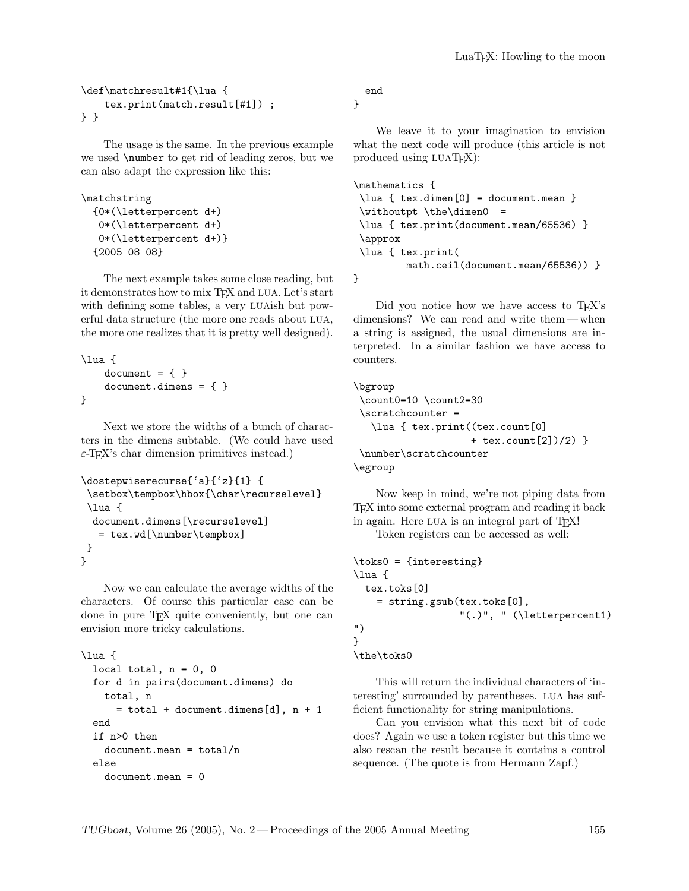```
\def\matchresult#1{\lua {
    tex.print(match.result[#1]) ;
} }
```

The usage is the same. In the previous example we used `\number` to get rid of leading zeros, but we can also adapt the expression like this:

```
\matchstring
  {0*(\letterpercent d+)
   0*(\letterpercent d+)
   0*(\letterpercent d+)}
  {2005 08 08}
```

The next example takes some close reading, but it demonstrates how to mix TEX and LUA. Let's start with defining some tables, a very LUAish but powerful data structure (the more one reads about LUA, the more one realizes that it is pretty well designed).

```
\lua {
    document = { }
    document.dimens = { }
}
```

Next we store the widths of a bunch of characters in the dimens subtable. (We could have used ε-TEX's char dimension primitives instead.)

```
\dostepwiserecurse{`a}{`z}{1} {
 \setbox\tempbox\hbox{\char\recurselevel}
 \lua {
  document.dimens[\recurselevel]
   = tex.wd[\number\tempbox]
 }
}
```

Now we can calculate the average widths of the characters. Of course this particular case can be done in pure TEX quite conveniently, but one can envision more tricky calculations.

```
\lua {
  local total, n = 0, 0
  for d in pairs(document.dimens) do
    total, n
      = total + document.dimens[d], n + 1
  end
  if n>0 then
    document.mean = total/n
  else
    document.mean = 0
  end
}
```

We leave it to your imagination to envision what the next code will produce (this article is not produced using LUATEX):

```
\mathematics {
 \lua { tex.dimen[0] = document.mean }
 \withoutpt \the\dimen0  =
 \lua { tex.print(document.mean/65536) }
 \approx
 \lua { tex.print(
         math.ceil(document.mean/65536)) }
}
```

Did you notice how we have access to TEX's dimensions? We can read and write them — when a string is assigned, the usual dimensions are interpreted. In a similar fashion we have access to counters.

```
\bgroup
 \count0=10 \count2=30
 \scratchcounter =
   \lua { tex.print((tex.count[0]
                   + tex.count[2])/2) }
 \number\scratchcounter
\egroup
```

Now keep in mind, we're not piping data from TEX into some external program and reading it back in again. Here LUA is an integral part of TEX!

Token registers can be accessed as well:

```
\toks0 = {interesting}
\lua {
  tex.toks[0]
    = string.gsub(tex.toks[0],
                 "(.)", " (\letterpercent1)
")
}
\the\toks0
```

This will return the individual characters of 'interesting' surrounded by parentheses. LUA has sufficient functionality for string manipulations.

Can you envision what this next bit of code does? Again we use a token register but this time we also rescan the result because it contains a control sequence. (The quote is from Hermann Zapf.)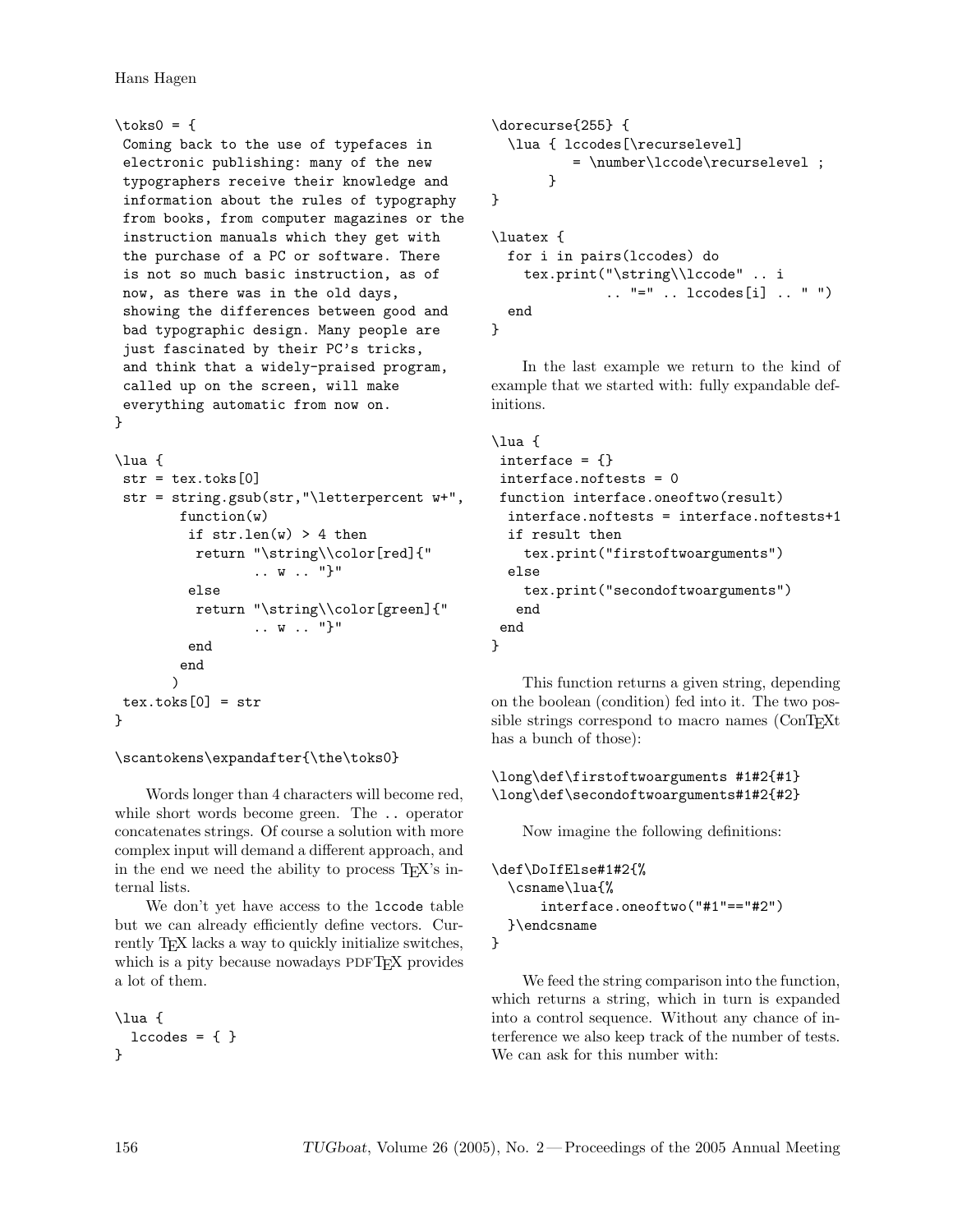```
\toks0 = {
 Coming back to the use of typefaces in
 electronic publishing: many of the new
 typographers receive their knowledge and
 information about the rules of typography
 from books, from computer magazines or the
 instruction manuals which they get with
 the purchase of a PC or software. There
 is not so much basic instruction, as of
 now, as there was in the old days,
 showing the differences between good and
 bad typographic design. Many people are
 just fascinated by their PC's tricks,
 and think that a widely-praised program,
 called up on the screen, will make
 everything automatic from now on.
}

\lua {
 str = tex.toks[0]
 str = string.gsub(str,"\letterpercent w+",
        function(w)
         if str.len(w) > 4 then
          return "\string\\color[red]{"
                .. w .. "}"
         else
          return "\string\\color[green]{"
                .. w .. "}"
         end
        end
       )
 tex.toks[0] = str
}

\scantokens\expandafter{\the\toks0}
```

Words longer than 4 characters will become red, while short words become green. The `..` operator concatenates strings. Of course a solution with more complex input will demand a different approach, and in the end we need the ability to process TeX's internal lists.

We don't yet have access to the `lccode` table but we can already efficiently define vectors. Currently TeX lacks a way to quickly initialize switches, which is a pity because nowadays PDFTeX provides a lot of them.

```
\lua {
  lccodes = { }
}

\dorecurse{255} {
  \lua { lccodes[\recurselevel]
          = \number\lccode\recurselevel ;
       }
}

\luatex {
  for i in pairs(lccodes) do
    tex.print("\string\\lccode" .. i
              .. "=" .. lccodes[i] .. " ")
  end
}
```

In the last example we return to the kind of example that we started with: fully expandable definitions.

```
\lua {
 interface = {}
 interface.noftests = 0
 function interface.oneoftwo(result)
  interface.noftests = interface.noftests+1
  if result then
    tex.print("firstoftwoarguments")
  else
    tex.print("secondoftwoarguments")
   end
 end
}
```

This function returns a given string, depending on the boolean (condition) fed into it. The two possible strings correspond to macro names (ConTeXt has a bunch of those):

```
\long\def\firstoftwoarguments #1#2{#1}
\long\def\secondoftwoarguments#1#2{#2}
```

Now imagine the following definitions:

```
\def\DoIfElse#1#2{%
  \csname\lua{%
      interface.oneoftwo("#1"=="#2")
  }\endcsname
}
```

We feed the string comparison into the function, which returns a string, which in turn is expanded into a control sequence. Without any chance of interference we also keep track of the number of tests. We can ask for this number with: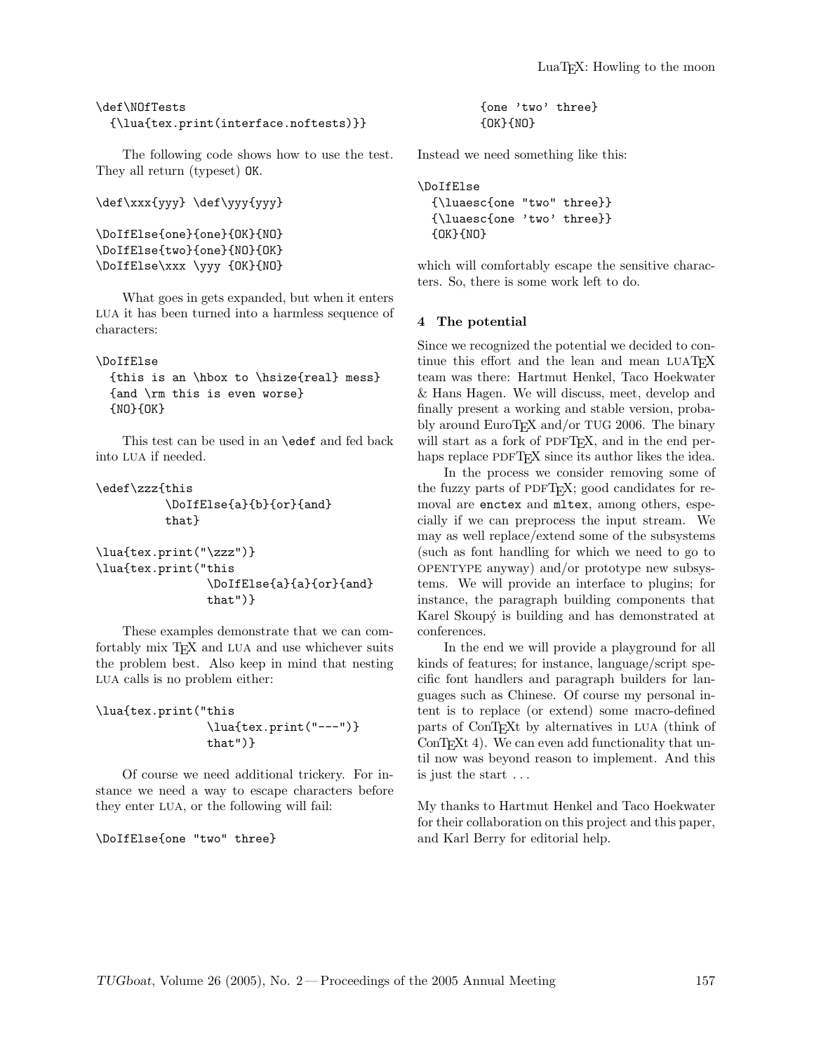```
\def\NOfTests
  {\lua{tex.print(interface.noftests)}}
```

The following code shows how to use the test. They all return (typeset) OK.

```
\def\xxx{yyy} \def\yyy{yyy}

\DoIfElse{one}{one}{OK}{NO}
\DoIfElse{two}{one}{NO}{OK}
\DoIfElse\xxx \yyy {OK}{NO}
```

What goes in gets expanded, but when it enters LUA it has been turned into a harmless sequence of characters:

```
\DoIfElse
  {this is an \hbox to \hsize{real} mess}
  {and \rm this is even worse}
  {NO}{OK}
```

This test can be used in an `\edef` and fed back into LUA if needed.

```
\edef\zzz{this
          \DoIfElse{a}{b}{or}{and}
          that}

\lua{tex.print("\zzz")}
\lua{tex.print("this
                \DoIfElse{a}{a}{or}{and}
                that")}
```

These examples demonstrate that we can comfortably mix TEX and LUA and use whichever suits the problem best. Also keep in mind that nesting LUA calls is no problem either:

```
\lua{tex.print("this
                \lua{tex.print("---")}
                that")}
```

Of course we need additional trickery. For instance we need a way to escape characters before they enter LUA, or the following will fail:

```
\DoIfElse{one "two" three}
          {one 'two' three}
          {OK}{NO}
```

Instead we need something like this:

```
\DoIfElse
  {\luaesc{one "two" three}}
  {\luaesc{one 'two' three}}
  {OK}{NO}
```

which will comfortably escape the sensitive characters. So, there is some work left to do.

## 4 The potential

Since we recognized the potential we decided to continue this effort and the lean and mean LUATEX team was there: Hartmut Henkel, Taco Hoekwater & Hans Hagen. We will discuss, meet, develop and finally present a working and stable version, probably around EuroTEX and/or TUG 2006. The binary will start as a fork of PDFTEX, and in the end perhaps replace PDFTEX since its author likes the idea.

In the process we consider removing some of the fuzzy parts of PDFTEX; good candidates for removal are `enctex` and `mltex`, among others, especially if we can preprocess the input stream. We may as well replace/extend some of the subsystems (such as font handling for which we need to go to OPENTYPE anyway) and/or prototype new subsystems. We will provide an interface to plugins; for instance, the paragraph building components that Karel Skoupý is building and has demonstrated at conferences.

In the end we will provide a playground for all kinds of features; for instance, language/script specific font handlers and paragraph builders for languages such as Chinese. Of course my personal intent is to replace (or extend) some macro-defined parts of ConTEXt by alternatives in LUA (think of ConTEXt 4). We can even add functionality that until now was beyond reason to implement. And this is just the start ...

My thanks to Hartmut Henkel and Taco Hoekwater for their collaboration on this project and this paper, and Karl Berry for editorial help.